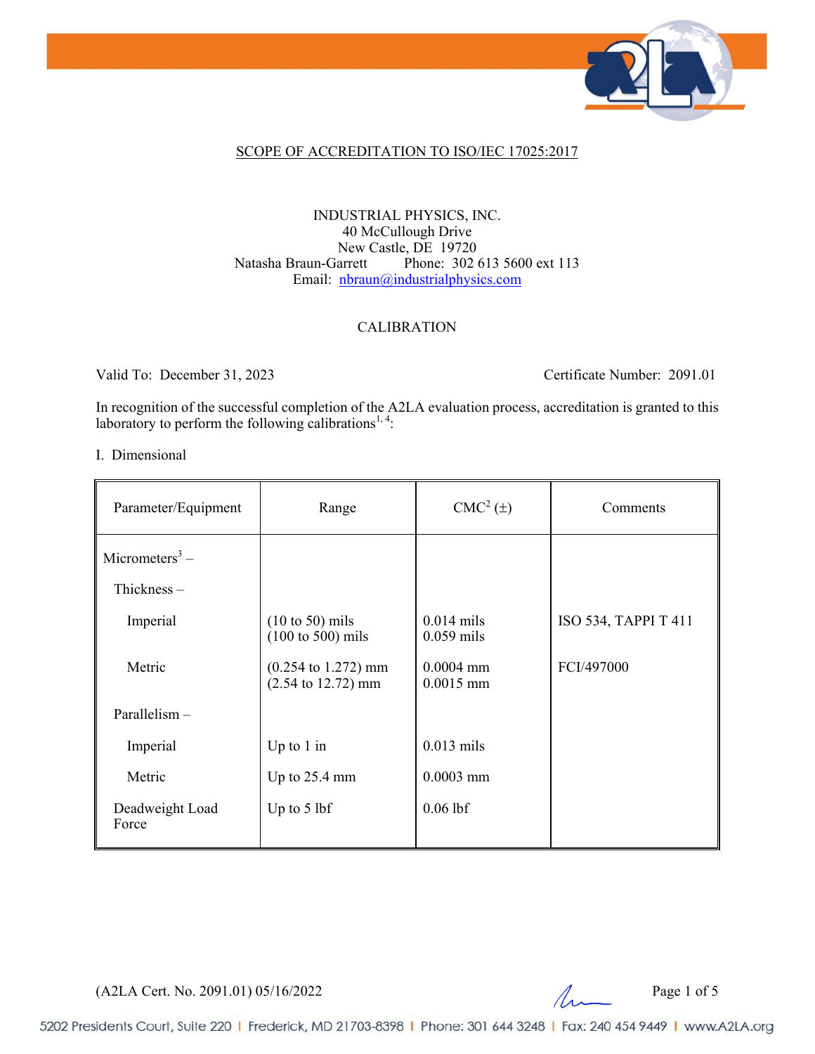# SCOPE OF ACCREDITATION TO ISO/IEC 17025:2017

INDUSTRIAL PHYSICS, INC.
40 McCullough Drive
New Castle, DE 19720
Natasha Braun-Garrett Phone: 302 613 5600 ext 113
Email: nbraun@industrialphysics.com

## CALIBRATION

Valid To: December 31, 2023 Certificate Number: 2091.01

In recognition of the successful completion of the A2LA evaluation process, accreditation is granted to this laboratory to perform the following calibrations[1, 4]:

I. Dimensional

| Parameter/Equipment | Range | CMC[2] (±) | Comments |
|---|---|---|---|
| Micrometers[3] – | | | |
| Thickness – | | | |
| Imperial | (10 to 50) mils<br>(100 to 500) mils | 0.014 mils<br>0.059 mils | ISO 534, TAPPI T 411 |
| Metric | (0.254 to 1.272) mm<br>(2.54 to 12.72) mm | 0.0004 mm<br>0.0015 mm | FCI/497000 |
| Parallelism – | | | |
| Imperial | Up to 1 in | 0.013 mils | |
| Metric | Up to 25.4 mm | 0.0003 mm | |
| Deadweight Load Force | Up to 5 lbf | 0.06 lbf | |

(A2LA Cert. No. 2091.01) 05/16/2022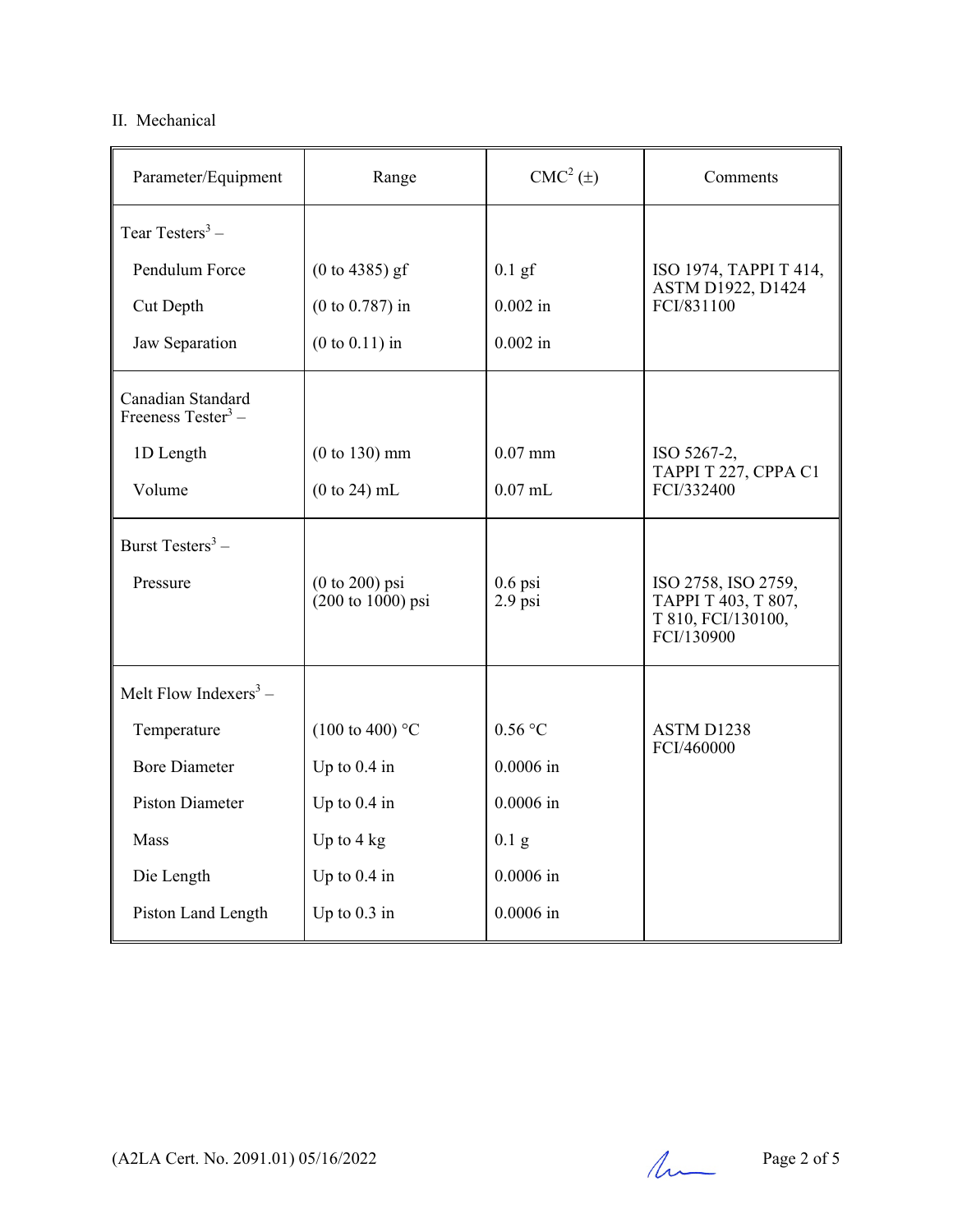II. Mechanical

| Parameter/Equipment | Range | CMC[2] (±) | Comments |
|---|---|---|---|
| Tear Testers[3] – | | | |
| Pendulum Force | (0 to 4385) gf | 0.1 gf | ISO 1974, TAPPI T 414, ASTM D1922, D1424 FCI/831100 |
| Cut Depth | (0 to 0.787) in | 0.002 in | |
| Jaw Separation | (0 to 0.11) in | 0.002 in | |
| Canadian Standard Freeness Tester[3] – | | | |
| 1D Length | (0 to 130) mm | 0.07 mm | ISO 5267-2, TAPPI T 227, CPPA C1 FCI/332400 |
| Volume | (0 to 24) mL | 0.07 mL | |
| Burst Testers[3] – | | | |
| Pressure | (0 to 200) psi<br>(200 to 1000) psi | 0.6 psi<br>2.9 psi | ISO 2758, ISO 2759, TAPPI T 403, T 807, T 810, FCI/130100, FCI/130900 |
| Melt Flow Indexers[3] – | | | |
| Temperature | (100 to 400) °C | 0.56 °C | ASTM D1238 FCI/460000 |
| Bore Diameter | Up to 0.4 in | 0.0006 in | |
| Piston Diameter | Up to 0.4 in | 0.0006 in | |
| Mass | Up to 4 kg | 0.1 g | |
| Die Length | Up to 0.4 in | 0.0006 in | |
| Piston Land Length | Up to 0.3 in | 0.0006 in | |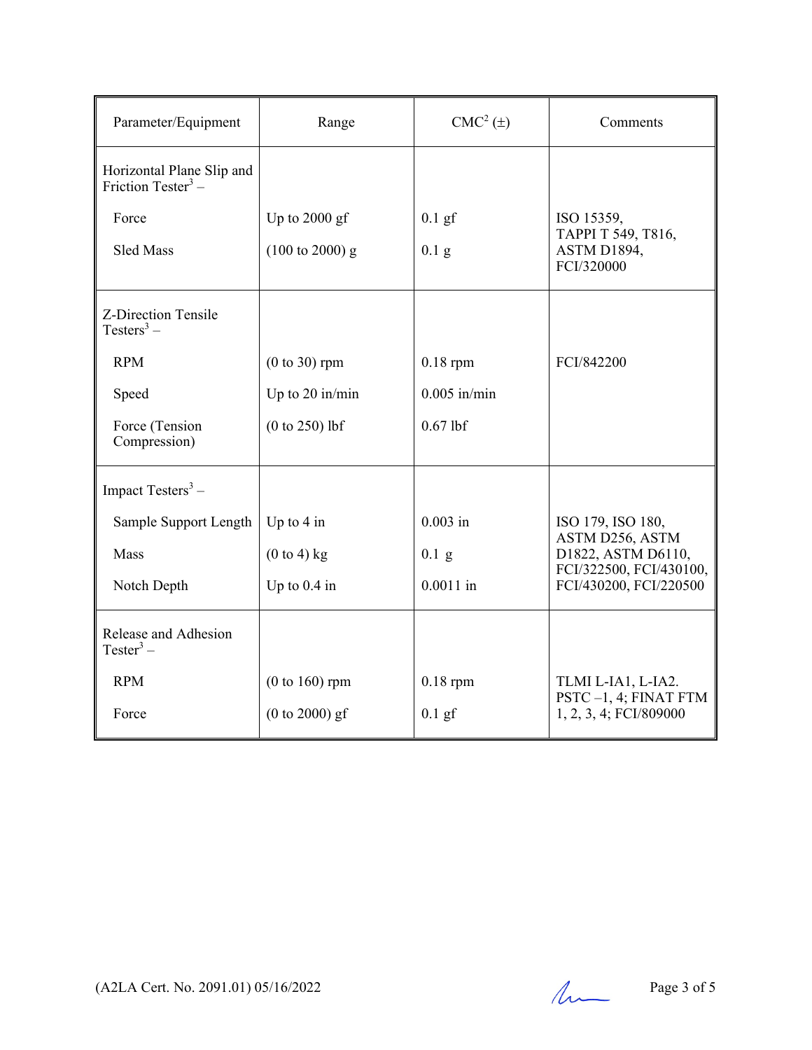| Parameter/Equipment | Range | CMC[2] (±) | Comments |
|---|---|---|---|
| Horizontal Plane Slip and Friction Tester[3] – | | | |
| Force | Up to 2000 gf | 0.1 gf | ISO 15359, TAPPI T 549, T816, ASTM D1894, FCI/320000 |
| Sled Mass | (100 to 2000) g | 0.1 g | |
| Z-Direction Tensile Testers[3] – | | | |
| RPM | (0 to 30) rpm | 0.18 rpm | FCI/842200 |
| Speed | Up to 20 in/min | 0.005 in/min | |
| Force (Tension Compression) | (0 to 250) lbf | 0.67 lbf | |
| Impact Testers[3] – | | | |
| Sample Support Length | Up to 4 in | 0.003 in | ISO 179, ISO 180, ASTM D256, ASTM D1822, ASTM D6110, FCI/322500, FCI/430100, FCI/430200, FCI/220500 |
| Mass | (0 to 4) kg | 0.1 g | |
| Notch Depth | Up to 0.4 in | 0.0011 in | |
| Release and Adhesion Tester[3] – | | | |
| RPM | (0 to 160) rpm | 0.18 rpm | TLMI L-IA1, L-IA2. PSTC –1, 4; FINAT FTM 1, 2, 3, 4; FCI/809000 |
| Force | (0 to 2000) gf | 0.1 gf | |

(A2LA Cert. No. 2091.01) 05/16/2022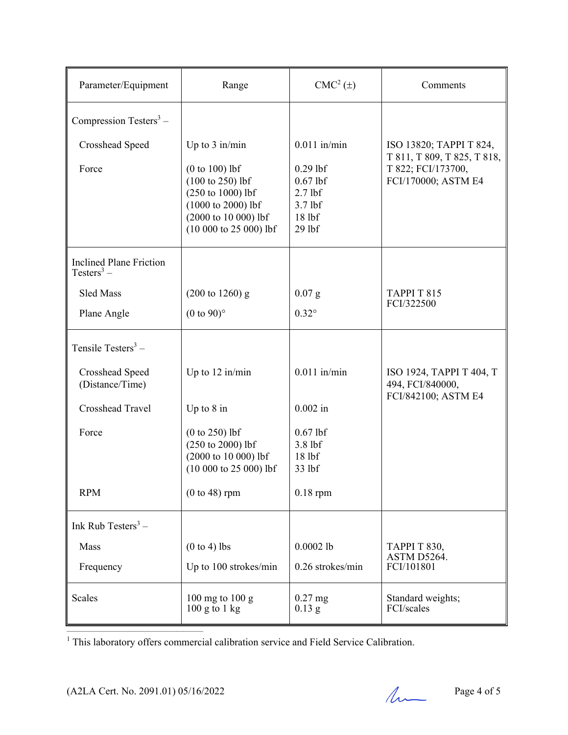| Parameter/Equipment | Range | CMC[2] (±) | Comments |
|---|---|---|---|
| Compression Testers[3] – | | | |
| Crosshead Speed | Up to 3 in/min | 0.011 in/min | ISO 13820; TAPPI T 824, T 811, T 809, T 825, T 818, T 822; FCI/173700, FCI/170000; ASTM E4 |
| Force | (0 to 100) lbf<br>(100 to 250) lbf<br>(250 to 1000) lbf<br>(1000 to 2000) lbf<br>(2000 to 10 000) lbf<br>(10 000 to 25 000) lbf | 0.29 lbf<br>0.67 lbf<br>2.7 lbf<br>3.7 lbf<br>18 lbf<br>29 lbf | |
| Inclined Plane Friction Testers[3] – | | | |
| Sled Mass | (200 to 1260) g | 0.07 g | TAPPI T 815 FCI/322500 |
| Plane Angle | (0 to 90)° | 0.32° | |
| Tensile Testers[3] – | | | |
| Crosshead Speed (Distance/Time) | Up to 12 in/min | 0.011 in/min | ISO 1924, TAPPI T 404, T 494, FCI/840000, FCI/842100; ASTM E4 |
| Crosshead Travel | Up to 8 in | 0.002 in | |
| Force | (0 to 250) lbf<br>(250 to 2000) lbf<br>(2000 to 10 000) lbf<br>(10 000 to 25 000) lbf | 0.67 lbf<br>3.8 lbf<br>18 lbf<br>33 lbf | |
| RPM | (0 to 48) rpm | 0.18 rpm | |
| Ink Rub Testers[3] – | | | |
| Mass | (0 to 4) lbs | 0.0002 lb | TAPPI T 830, ASTM D5264. FCI/101801 |
| Frequency | Up to 100 strokes/min | 0.26 strokes/min | |
| Scales | 100 mg to 100 g<br>100 g to 1 kg | 0.27 mg<br>0.13 g | Standard weights; FCI/scales |

[1] This laboratory offers commercial calibration service and Field Service Calibration.

(A2LA Cert. No. 2091.01) 05/16/2022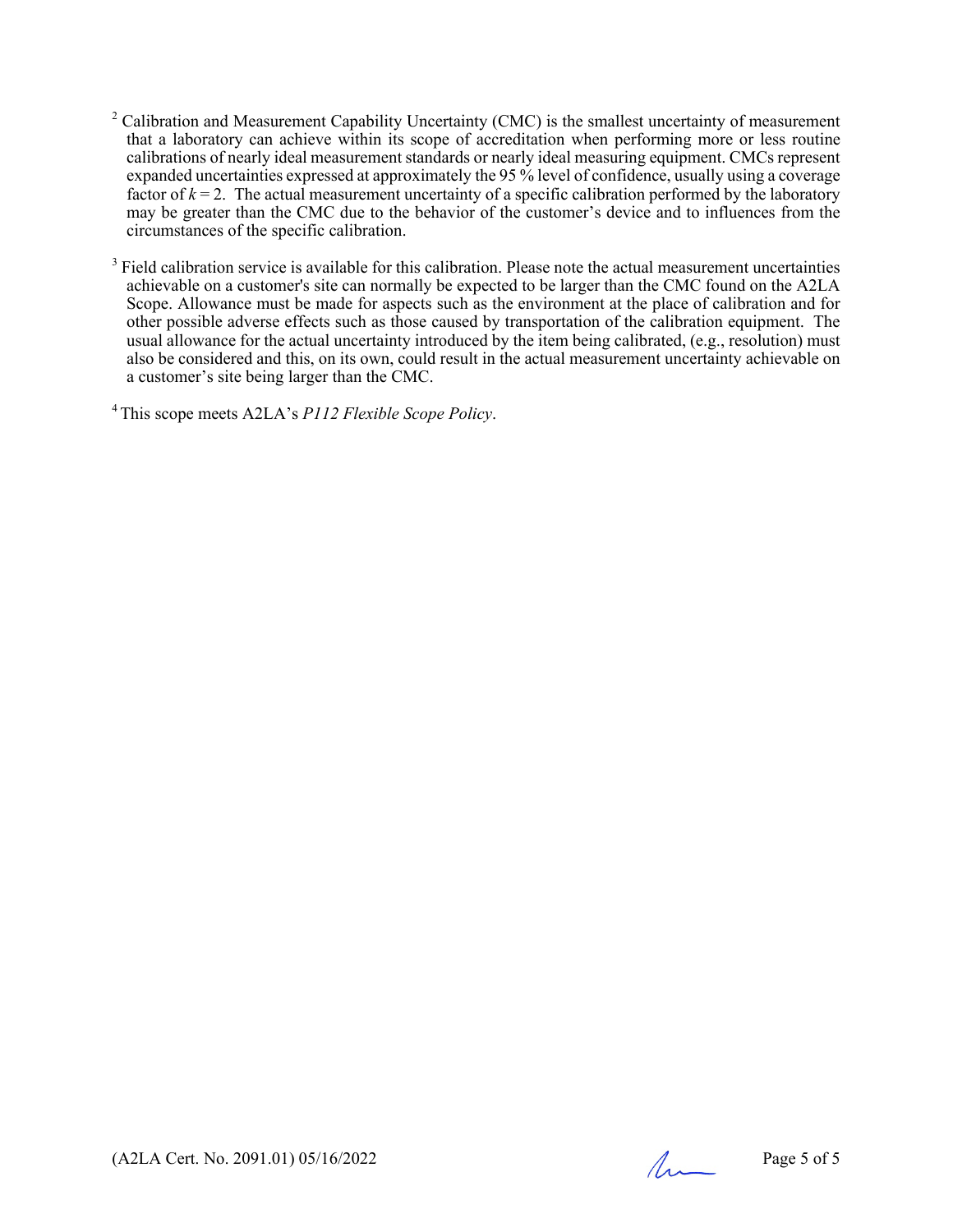[2] Calibration and Measurement Capability Uncertainty (CMC) is the smallest uncertainty of measurement that a laboratory can achieve within its scope of accreditation when performing more or less routine calibrations of nearly ideal measurement standards or nearly ideal measuring equipment. CMCs represent expanded uncertainties expressed at approximately the 95 % level of confidence, usually using a coverage factor of $k = 2$. The actual measurement uncertainty of a specific calibration performed by the laboratory may be greater than the CMC due to the behavior of the customer's device and to influences from the circumstances of the specific calibration.

[3] Field calibration service is available for this calibration. Please note the actual measurement uncertainties achievable on a customer's site can normally be expected to be larger than the CMC found on the A2LA Scope. Allowance must be made for aspects such as the environment at the place of calibration and for other possible adverse effects such as those caused by transportation of the calibration equipment. The usual allowance for the actual uncertainty introduced by the item being calibrated, (e.g., resolution) must also be considered and this, on its own, could result in the actual measurement uncertainty achievable on a customer's site being larger than the CMC.

[4] This scope meets A2LA's *P112 Flexible Scope Policy*.

(A2LA Cert. No. 2091.01) 05/16/2022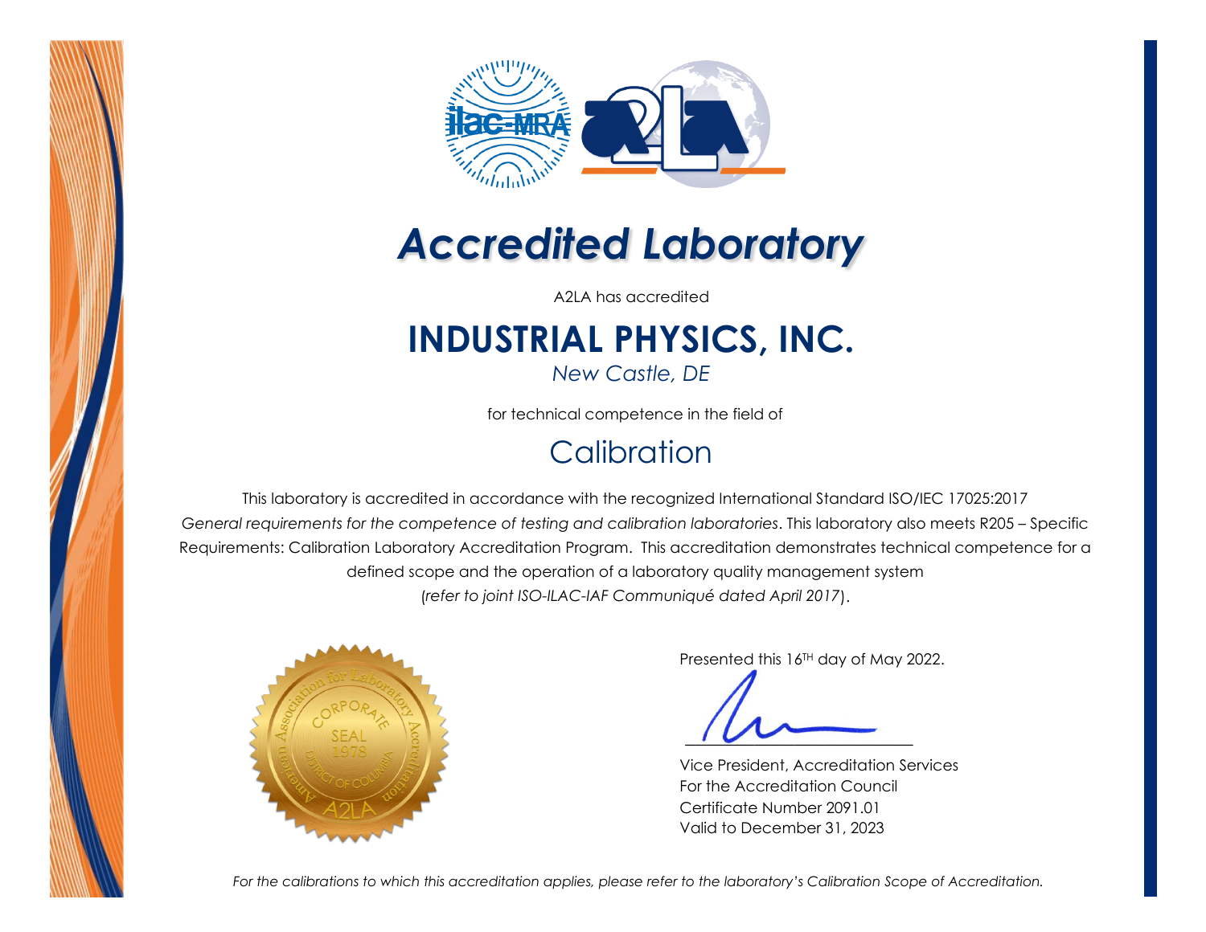# *Accredited Laboratory*

A2LA has accredited

## INDUSTRIAL PHYSICS, INC.

*New Castle, DE*

for technical competence in the field of

## Calibration

This laboratory is accredited in accordance with the recognized International Standard ISO/IEC 17025:2017 *General requirements for the competence of testing and calibration laboratories*. This laboratory also meets R205 – Specific Requirements: Calibration Laboratory Accreditation Program. This accreditation demonstrates technical competence for a defined scope and the operation of a laboratory quality management system (*refer to joint ISO-ILAC-IAF Communiqué dated April 2017*).

Presented this 16TH day of May 2022.

Vice President, Accreditation Services
For the Accreditation Council
Certificate Number 2091.01
Valid to December 31, 2023

*For the calibrations to which this accreditation applies, please refer to the laboratory's Calibration Scope of Accreditation.*